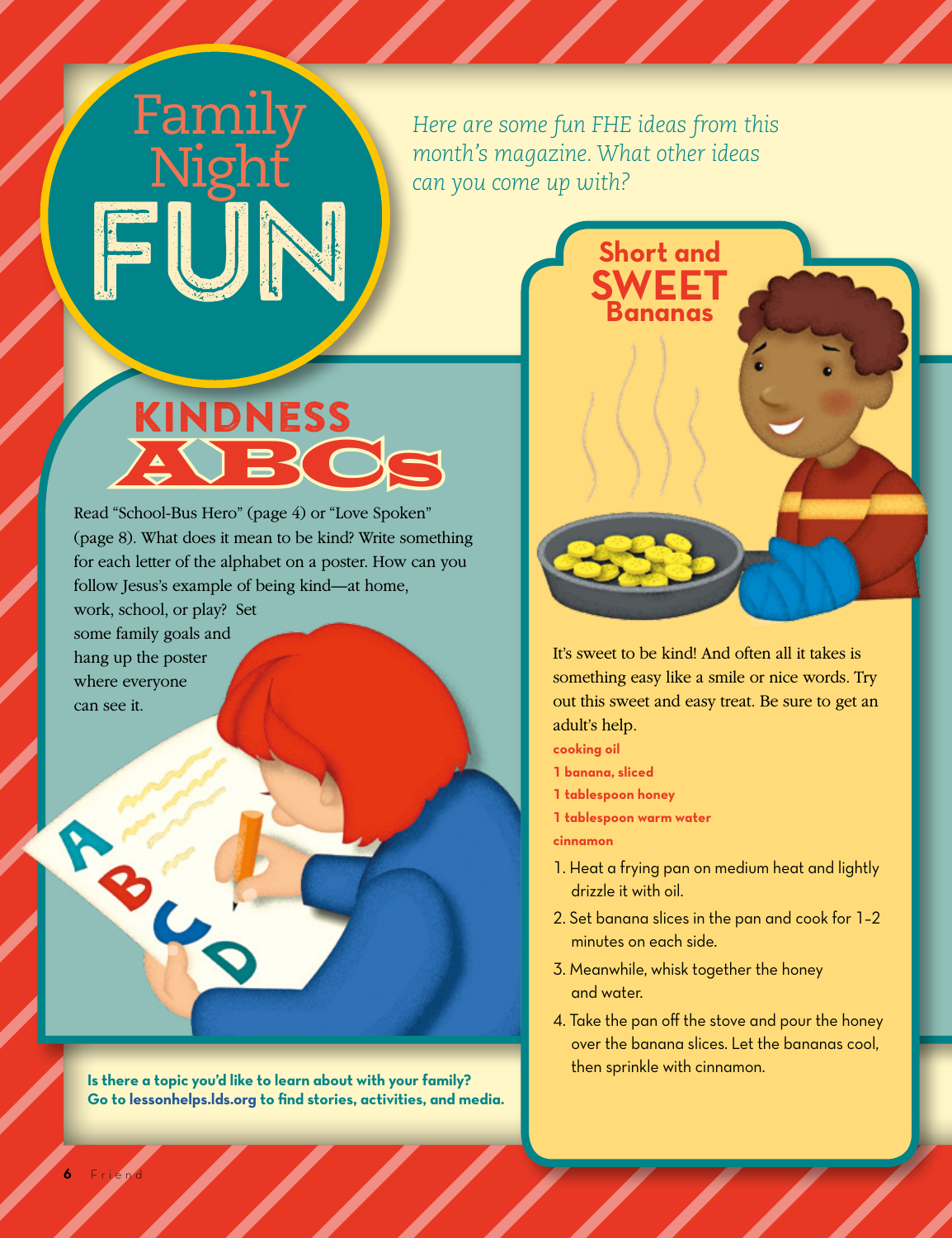# Family Night FUN

*Here are some fun FHE ideas from this month's magazine. What other ideas can you come up with?*

## KINDNESS ABCs

Read "School-Bus Hero" (page 4) or "Love Spoken" (page 8). What does it mean to be kind? Write something for each letter of the alphabet on a poster. How can you follow Jesus's example of being kind—at home, work, school, or play? Set some family goals and hang up the poster where everyone can see it.

**Is there a topic you'd like to learn about with your family? Go to lessonhelps.lds.org to find stories, activities, and media.**

## Short and SWEET Bananas

It's sweet to be kind! And often all it takes is something easy like a smile or nice words. Try out this sweet and easy treat. Be sure to get an adult's help.

**cooking oil**
**1 banana, sliced**
**1 tablespoon honey**
**1 tablespoon warm water**
**cinnamon**

1. Heat a frying pan on medium heat and lightly drizzle it with oil.
2. Set banana slices in the pan and cook for 1–2 minutes on each side.
3. Meanwhile, whisk together the honey and water.
4. Take the pan off the stove and pour the honey over the banana slices. Let the bananas cool, then sprinkle with cinnamon.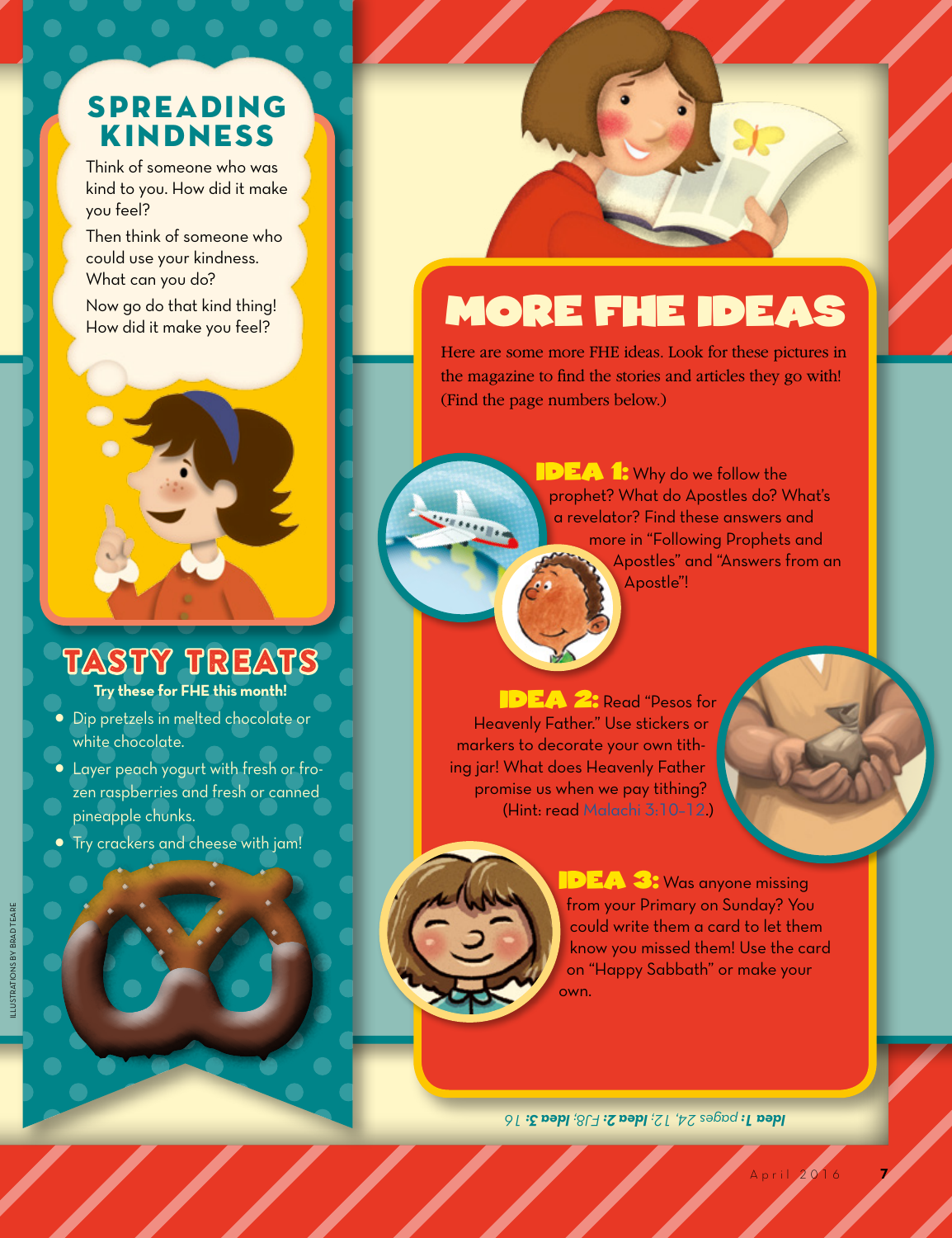## SPREADING KINDNESS

Think of someone who was kind to you. How did it make you feel?

Then think of someone who could use your kindness. What can you do?

Now go do that kind thing! How did it make you feel?

## TASTY TREATS

**Try these for FHE this month!**

- Dip pretzels in melted chocolate or white chocolate.
- Layer peach yogurt with fresh or frozen raspberries and fresh or canned pineapple chunks.
- Try crackers and cheese with jam!

ILLUSTRATIONS BY BRAD TEARE

# MORE FHE IDEAS

Here are some more FHE ideas. Look for these pictures in the magazine to find the stories and articles they go with! (Find the page numbers below.)

**IDEA 1:** Why do we follow the prophet? What do Apostles do? What's a revelator? Find these answers and more in "Following Prophets and Apostles" and "Answers from an Apostle"!

**IDEA 2:** Read "Pesos for Heavenly Father." Use stickers or markers to decorate your own tithing jar! What does Heavenly Father promise us when we pay tithing? (Hint: read Malachi 3:10–12.)

**IDEA 3:** Was anyone missing from your Primary on Sunday? You could write them a card to let them know you missed them! Use the card on "Happy Sabbath" or make your own.

***Idea 1:*** *pages 24, 12;* ***Idea 2:*** *FJ8;* ***Idea 3:*** *16*